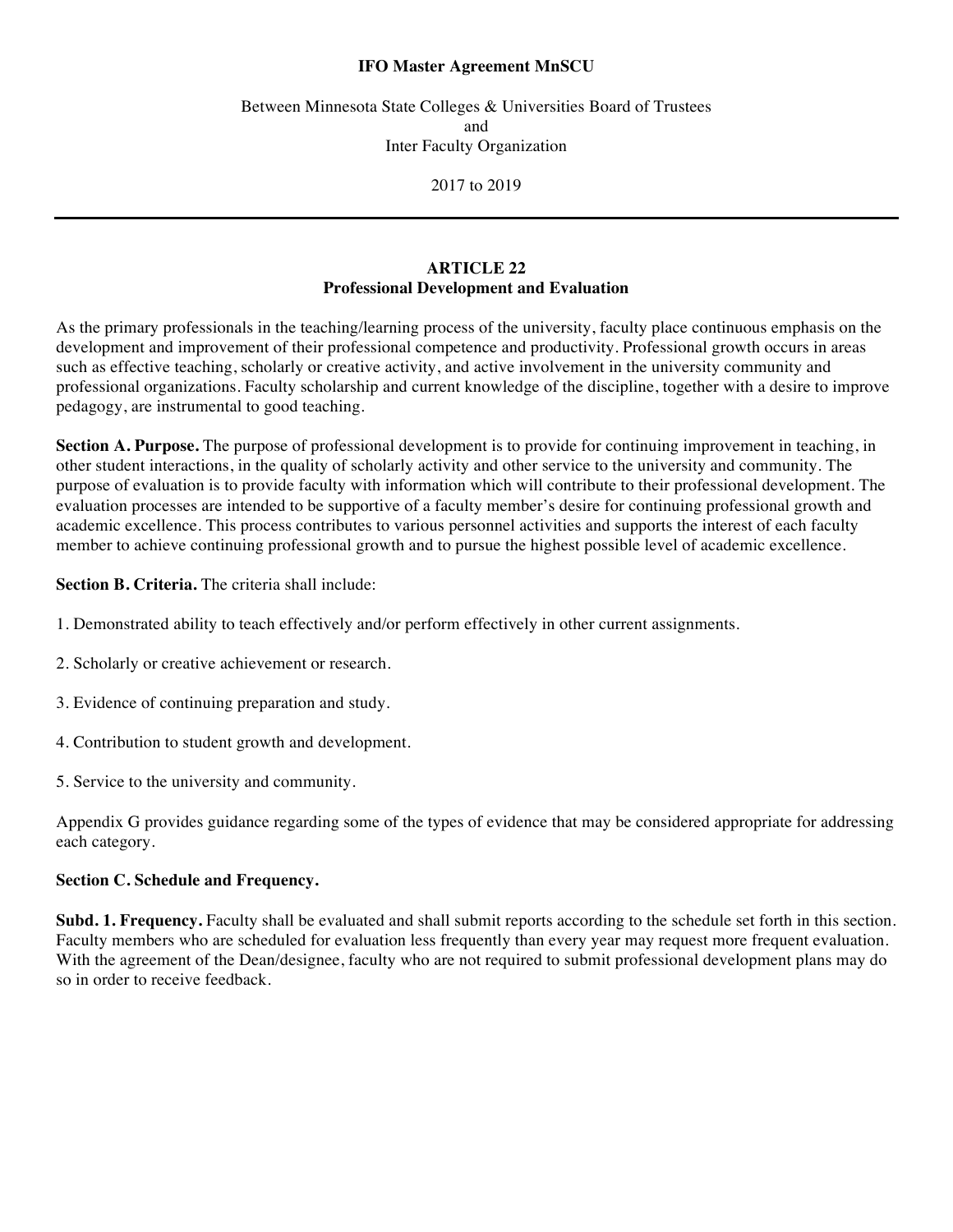**IFO Master Agreement MnSCU**

Between Minnesota State Colleges & Universities Board of Trustees
and
Inter Faculty Organization

2017 to 2019

---

## ARTICLE 22
## Professional Development and Evaluation

As the primary professionals in the teaching/learning process of the university, faculty place continuous emphasis on the development and improvement of their professional competence and productivity. Professional growth occurs in areas such as effective teaching, scholarly or creative activity, and active involvement in the university community and professional organizations. Faculty scholarship and current knowledge of the discipline, together with a desire to improve pedagogy, are instrumental to good teaching.

**Section A. Purpose.** The purpose of professional development is to provide for continuing improvement in teaching, in other student interactions, in the quality of scholarly activity and other service to the university and community. The purpose of evaluation is to provide faculty with information which will contribute to their professional development. The evaluation processes are intended to be supportive of a faculty member's desire for continuing professional growth and academic excellence. This process contributes to various personnel activities and supports the interest of each faculty member to achieve continuing professional growth and to pursue the highest possible level of academic excellence.

**Section B. Criteria.** The criteria shall include:

1. Demonstrated ability to teach effectively and/or perform effectively in other current assignments.

2. Scholarly or creative achievement or research.

3. Evidence of continuing preparation and study.

4. Contribution to student growth and development.

5. Service to the university and community.

Appendix G provides guidance regarding some of the types of evidence that may be considered appropriate for addressing each category.

**Section C. Schedule and Frequency.**

**Subd. 1. Frequency.** Faculty shall be evaluated and shall submit reports according to the schedule set forth in this section. Faculty members who are scheduled for evaluation less frequently than every year may request more frequent evaluation. With the agreement of the Dean/designee, faculty who are not required to submit professional development plans may do so in order to receive feedback.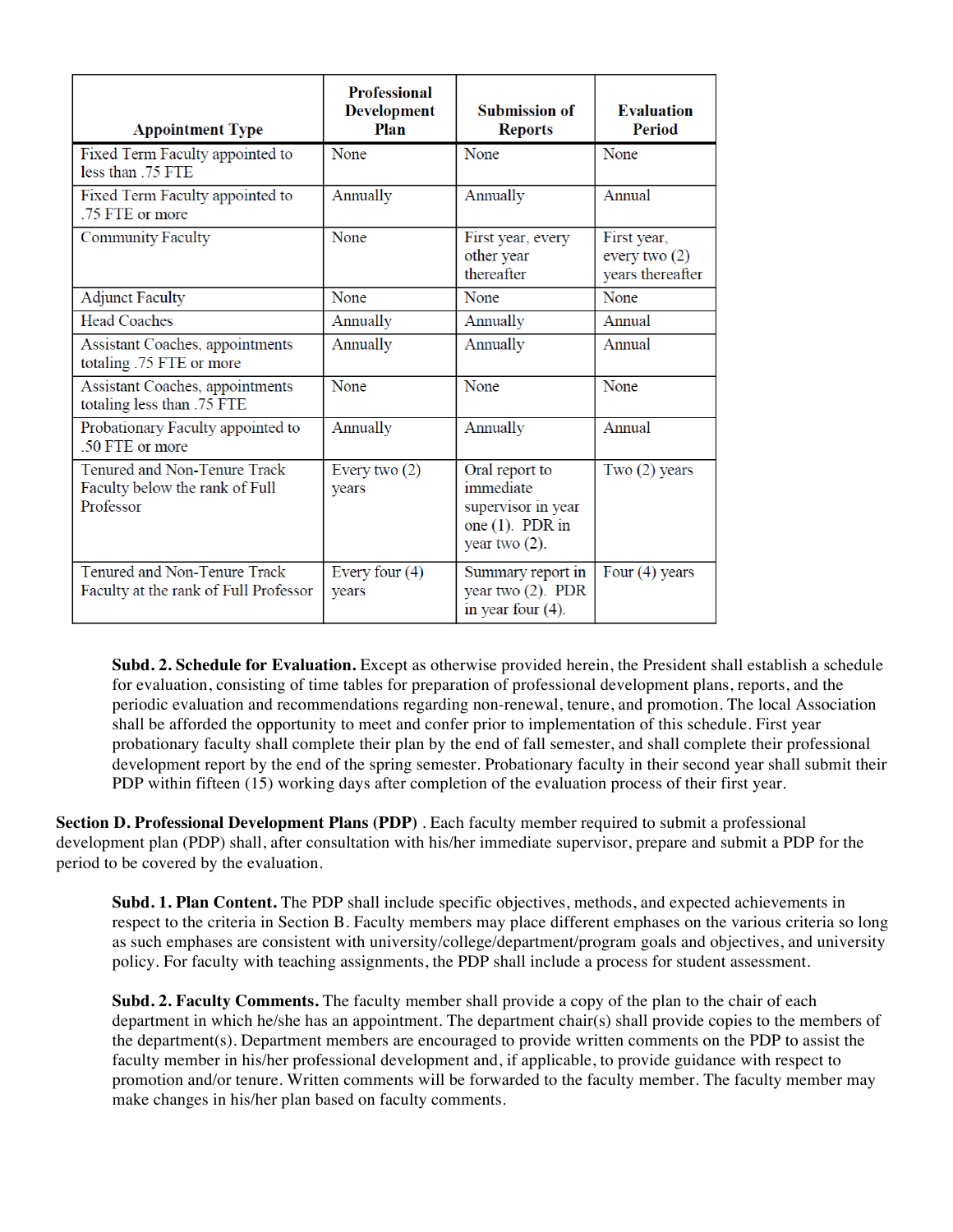| Appointment Type | Professional Development Plan | Submission of Reports | Evaluation Period |
|---|---|---|---|
| Fixed Term Faculty appointed to less than .75 FTE | None | None | None |
| Fixed Term Faculty appointed to .75 FTE or more | Annually | Annually | Annual |
| Community Faculty | None | First year, every other year thereafter | First year, every two (2) years thereafter |
| Adjunct Faculty | None | None | None |
| Head Coaches | Annually | Annually | Annual |
| Assistant Coaches, appointments totaling .75 FTE or more | Annually | Annually | Annual |
| Assistant Coaches, appointments totaling less than .75 FTE | None | None | None |
| Probationary Faculty appointed to .50 FTE or more | Annually | Annually | Annual |
| Tenured and Non-Tenure Track Faculty below the rank of Full Professor | Every two (2) years | Oral report to immediate supervisor in year one (1). PDR in year two (2). | Two (2) years |
| Tenured and Non-Tenure Track Faculty at the rank of Full Professor | Every four (4) years | Summary report in year two (2). PDR in year four (4). | Four (4) years |

**Subd. 2. Schedule for Evaluation.** Except as otherwise provided herein, the President shall establish a schedule for evaluation, consisting of time tables for preparation of professional development plans, reports, and the periodic evaluation and recommendations regarding non-renewal, tenure, and promotion. The local Association shall be afforded the opportunity to meet and confer prior to implementation of this schedule. First year probationary faculty shall complete their plan by the end of fall semester, and shall complete their professional development report by the end of the spring semester. Probationary faculty in their second year shall submit their PDP within fifteen (15) working days after completion of the evaluation process of their first year.

**Section D. Professional Development Plans (PDP)** . Each faculty member required to submit a professional development plan (PDP) shall, after consultation with his/her immediate supervisor, prepare and submit a PDP for the period to be covered by the evaluation.

**Subd. 1. Plan Content.** The PDP shall include specific objectives, methods, and expected achievements in respect to the criteria in Section B. Faculty members may place different emphases on the various criteria so long as such emphases are consistent with university/college/department/program goals and objectives, and university policy. For faculty with teaching assignments, the PDP shall include a process for student assessment.

**Subd. 2. Faculty Comments.** The faculty member shall provide a copy of the plan to the chair of each department in which he/she has an appointment. The department chair(s) shall provide copies to the members of the department(s). Department members are encouraged to provide written comments on the PDP to assist the faculty member in his/her professional development and, if applicable, to provide guidance with respect to promotion and/or tenure. Written comments will be forwarded to the faculty member. The faculty member may make changes in his/her plan based on faculty comments.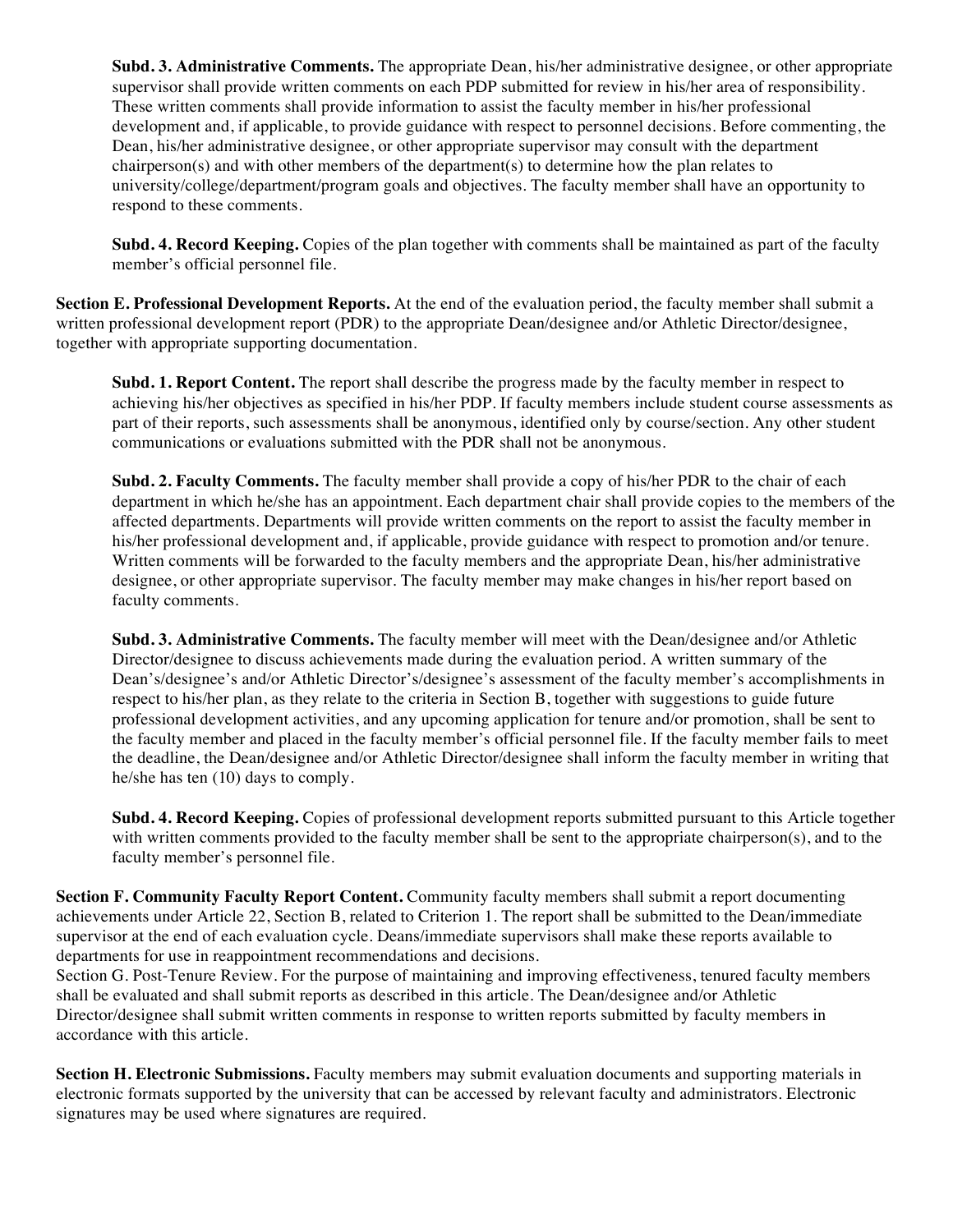**Subd. 3. Administrative Comments.** The appropriate Dean, his/her administrative designee, or other appropriate supervisor shall provide written comments on each PDP submitted for review in his/her area of responsibility. These written comments shall provide information to assist the faculty member in his/her professional development and, if applicable, to provide guidance with respect to personnel decisions. Before commenting, the Dean, his/her administrative designee, or other appropriate supervisor may consult with the department chairperson(s) and with other members of the department(s) to determine how the plan relates to university/college/department/program goals and objectives. The faculty member shall have an opportunity to respond to these comments.

**Subd. 4. Record Keeping.** Copies of the plan together with comments shall be maintained as part of the faculty member's official personnel file.

**Section E. Professional Development Reports.** At the end of the evaluation period, the faculty member shall submit a written professional development report (PDR) to the appropriate Dean/designee and/or Athletic Director/designee, together with appropriate supporting documentation.

**Subd. 1. Report Content.** The report shall describe the progress made by the faculty member in respect to achieving his/her objectives as specified in his/her PDP. If faculty members include student course assessments as part of their reports, such assessments shall be anonymous, identified only by course/section. Any other student communications or evaluations submitted with the PDR shall not be anonymous.

**Subd. 2. Faculty Comments.** The faculty member shall provide a copy of his/her PDR to the chair of each department in which he/she has an appointment. Each department chair shall provide copies to the members of the affected departments. Departments will provide written comments on the report to assist the faculty member in his/her professional development and, if applicable, provide guidance with respect to promotion and/or tenure. Written comments will be forwarded to the faculty members and the appropriate Dean, his/her administrative designee, or other appropriate supervisor. The faculty member may make changes in his/her report based on faculty comments.

**Subd. 3. Administrative Comments.** The faculty member will meet with the Dean/designee and/or Athletic Director/designee to discuss achievements made during the evaluation period. A written summary of the Dean's/designee's and/or Athletic Director's/designee's assessment of the faculty member's accomplishments in respect to his/her plan, as they relate to the criteria in Section B, together with suggestions to guide future professional development activities, and any upcoming application for tenure and/or promotion, shall be sent to the faculty member and placed in the faculty member's official personnel file. If the faculty member fails to meet the deadline, the Dean/designee and/or Athletic Director/designee shall inform the faculty member in writing that he/she has ten (10) days to comply.

**Subd. 4. Record Keeping.** Copies of professional development reports submitted pursuant to this Article together with written comments provided to the faculty member shall be sent to the appropriate chairperson(s), and to the faculty member's personnel file.

**Section F. Community Faculty Report Content.** Community faculty members shall submit a report documenting achievements under Article 22, Section B, related to Criterion 1. The report shall be submitted to the Dean/immediate supervisor at the end of each evaluation cycle. Deans/immediate supervisors shall make these reports available to departments for use in reappointment recommendations and decisions.
Section G. Post-Tenure Review. For the purpose of maintaining and improving effectiveness, tenured faculty members shall be evaluated and shall submit reports as described in this article. The Dean/designee and/or Athletic Director/designee shall submit written comments in response to written reports submitted by faculty members in accordance with this article.

**Section H. Electronic Submissions.** Faculty members may submit evaluation documents and supporting materials in electronic formats supported by the university that can be accessed by relevant faculty and administrators. Electronic signatures may be used where signatures are required.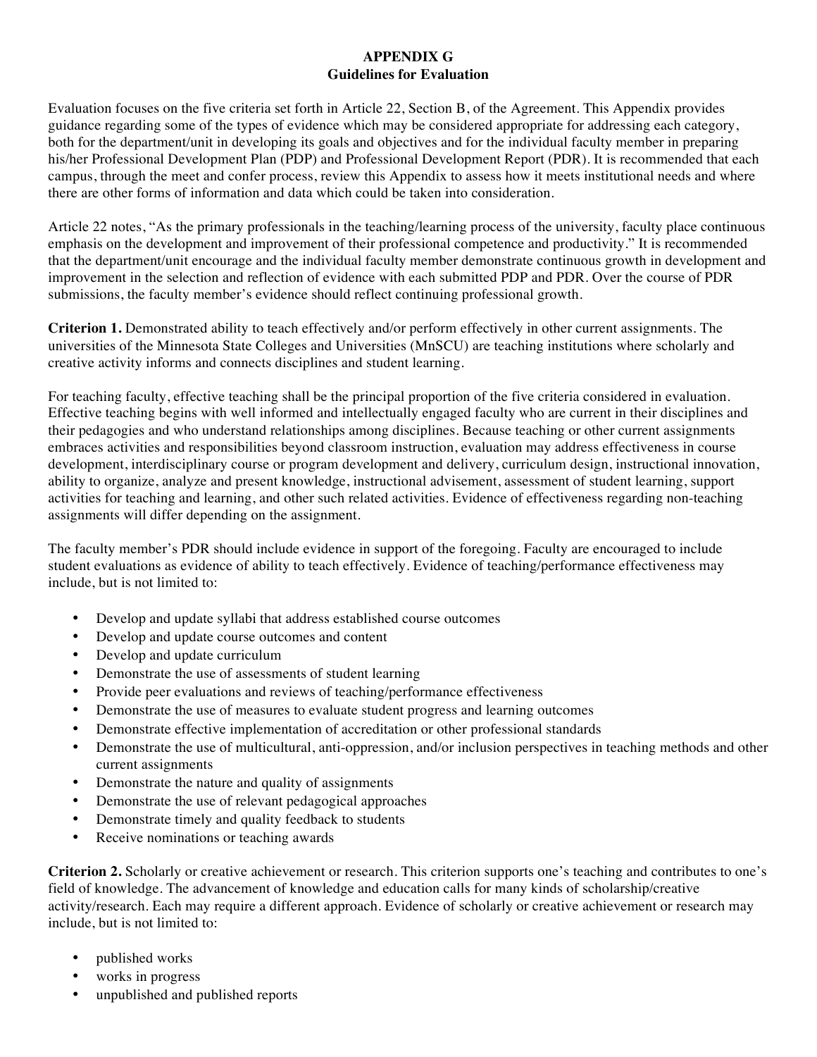# APPENDIX G
## Guidelines for Evaluation

Evaluation focuses on the five criteria set forth in Article 22, Section B, of the Agreement. This Appendix provides guidance regarding some of the types of evidence which may be considered appropriate for addressing each category, both for the department/unit in developing its goals and objectives and for the individual faculty member in preparing his/her Professional Development Plan (PDP) and Professional Development Report (PDR). It is recommended that each campus, through the meet and confer process, review this Appendix to assess how it meets institutional needs and where there are other forms of information and data which could be taken into consideration.

Article 22 notes, "As the primary professionals in the teaching/learning process of the university, faculty place continuous emphasis on the development and improvement of their professional competence and productivity." It is recommended that the department/unit encourage and the individual faculty member demonstrate continuous growth in development and improvement in the selection and reflection of evidence with each submitted PDP and PDR. Over the course of PDR submissions, the faculty member's evidence should reflect continuing professional growth.

**Criterion 1.** Demonstrated ability to teach effectively and/or perform effectively in other current assignments. The universities of the Minnesota State Colleges and Universities (MnSCU) are teaching institutions where scholarly and creative activity informs and connects disciplines and student learning.

For teaching faculty, effective teaching shall be the principal proportion of the five criteria considered in evaluation. Effective teaching begins with well informed and intellectually engaged faculty who are current in their disciplines and their pedagogies and who understand relationships among disciplines. Because teaching or other current assignments embraces activities and responsibilities beyond classroom instruction, evaluation may address effectiveness in course development, interdisciplinary course or program development and delivery, curriculum design, instructional innovation, ability to organize, analyze and present knowledge, instructional advisement, assessment of student learning, support activities for teaching and learning, and other such related activities. Evidence of effectiveness regarding non-teaching assignments will differ depending on the assignment.

The faculty member's PDR should include evidence in support of the foregoing. Faculty are encouraged to include student evaluations as evidence of ability to teach effectively. Evidence of teaching/performance effectiveness may include, but is not limited to:

- Develop and update syllabi that address established course outcomes
- Develop and update course outcomes and content
- Develop and update curriculum
- Demonstrate the use of assessments of student learning
- Provide peer evaluations and reviews of teaching/performance effectiveness
- Demonstrate the use of measures to evaluate student progress and learning outcomes
- Demonstrate effective implementation of accreditation or other professional standards
- Demonstrate the use of multicultural, anti-oppression, and/or inclusion perspectives in teaching methods and other current assignments
- Demonstrate the nature and quality of assignments
- Demonstrate the use of relevant pedagogical approaches
- Demonstrate timely and quality feedback to students
- Receive nominations or teaching awards

**Criterion 2.** Scholarly or creative achievement or research. This criterion supports one's teaching and contributes to one's field of knowledge. The advancement of knowledge and education calls for many kinds of scholarship/creative activity/research. Each may require a different approach. Evidence of scholarly or creative achievement or research may include, but is not limited to:

- published works
- works in progress
- unpublished and published reports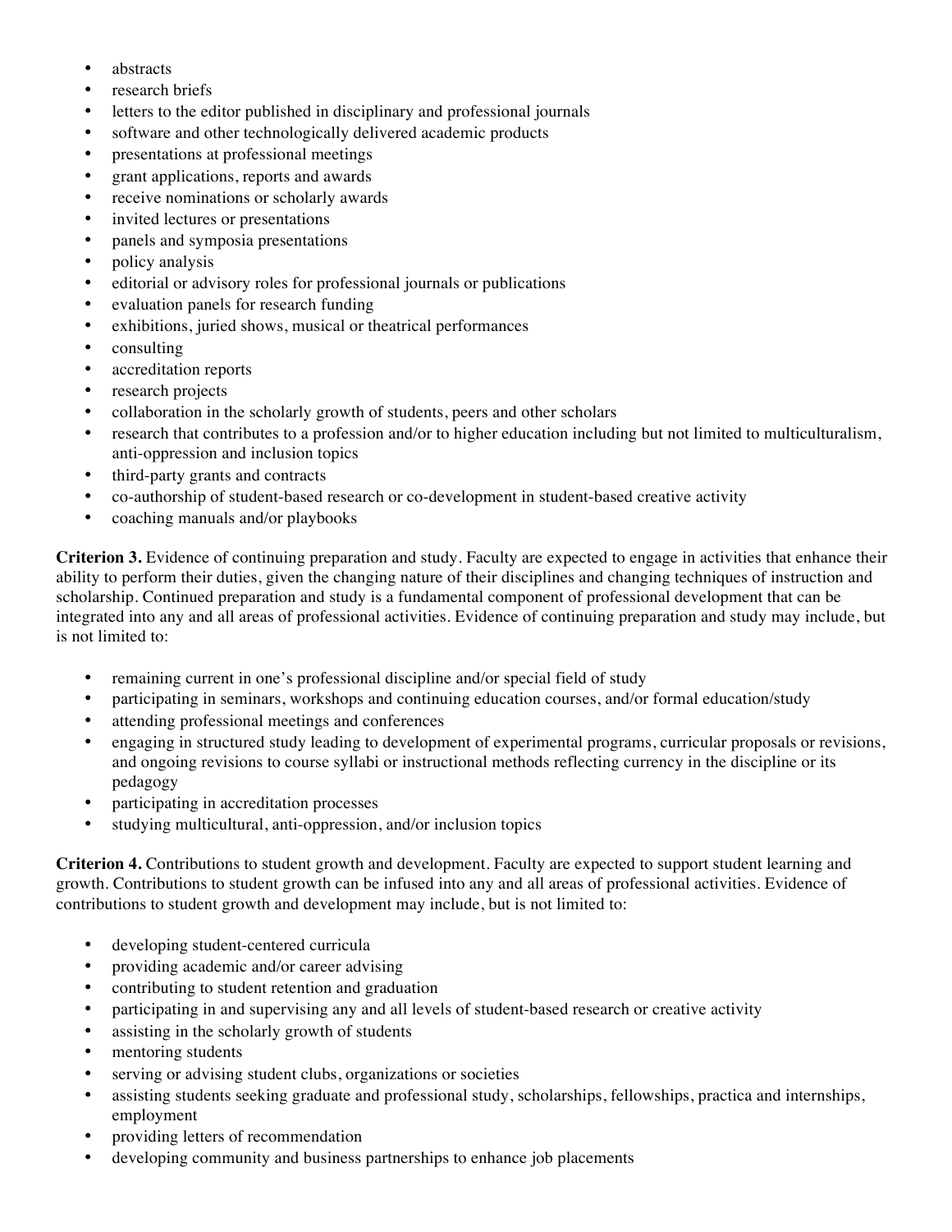- abstracts
- research briefs
- letters to the editor published in disciplinary and professional journals
- software and other technologically delivered academic products
- presentations at professional meetings
- grant applications, reports and awards
- receive nominations or scholarly awards
- invited lectures or presentations
- panels and symposia presentations
- policy analysis
- editorial or advisory roles for professional journals or publications
- evaluation panels for research funding
- exhibitions, juried shows, musical or theatrical performances
- consulting
- accreditation reports
- research projects
- collaboration in the scholarly growth of students, peers and other scholars
- research that contributes to a profession and/or to higher education including but not limited to multiculturalism, anti-oppression and inclusion topics
- third-party grants and contracts
- co-authorship of student-based research or co-development in student-based creative activity
- coaching manuals and/or playbooks

**Criterion 3.** Evidence of continuing preparation and study. Faculty are expected to engage in activities that enhance their ability to perform their duties, given the changing nature of their disciplines and changing techniques of instruction and scholarship. Continued preparation and study is a fundamental component of professional development that can be integrated into any and all areas of professional activities. Evidence of continuing preparation and study may include, but is not limited to:

- remaining current in one's professional discipline and/or special field of study
- participating in seminars, workshops and continuing education courses, and/or formal education/study
- attending professional meetings and conferences
- engaging in structured study leading to development of experimental programs, curricular proposals or revisions, and ongoing revisions to course syllabi or instructional methods reflecting currency in the discipline or its pedagogy
- participating in accreditation processes
- studying multicultural, anti-oppression, and/or inclusion topics

**Criterion 4.** Contributions to student growth and development. Faculty are expected to support student learning and growth. Contributions to student growth can be infused into any and all areas of professional activities. Evidence of contributions to student growth and development may include, but is not limited to:

- developing student-centered curricula
- providing academic and/or career advising
- contributing to student retention and graduation
- participating in and supervising any and all levels of student-based research or creative activity
- assisting in the scholarly growth of students
- mentoring students
- serving or advising student clubs, organizations or societies
- assisting students seeking graduate and professional study, scholarships, fellowships, practica and internships, employment
- providing letters of recommendation
- developing community and business partnerships to enhance job placements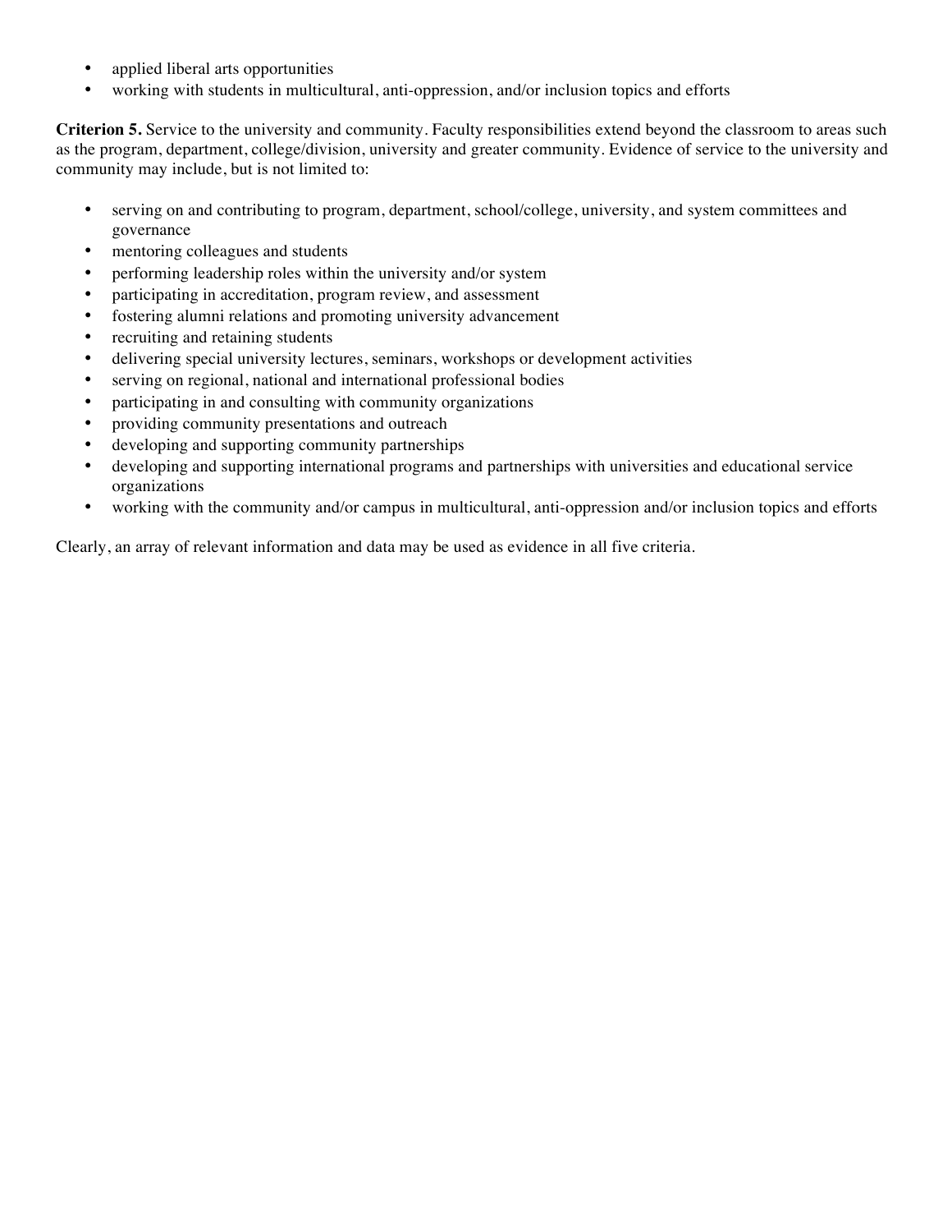- applied liberal arts opportunities
- working with students in multicultural, anti-oppression, and/or inclusion topics and efforts

**Criterion 5.** Service to the university and community. Faculty responsibilities extend beyond the classroom to areas such as the program, department, college/division, university and greater community. Evidence of service to the university and community may include, but is not limited to:

- serving on and contributing to program, department, school/college, university, and system committees and governance
- mentoring colleagues and students
- performing leadership roles within the university and/or system
- participating in accreditation, program review, and assessment
- fostering alumni relations and promoting university advancement
- recruiting and retaining students
- delivering special university lectures, seminars, workshops or development activities
- serving on regional, national and international professional bodies
- participating in and consulting with community organizations
- providing community presentations and outreach
- developing and supporting community partnerships
- developing and supporting international programs and partnerships with universities and educational service organizations
- working with the community and/or campus in multicultural, anti-oppression and/or inclusion topics and efforts

Clearly, an array of relevant information and data may be used as evidence in all five criteria.